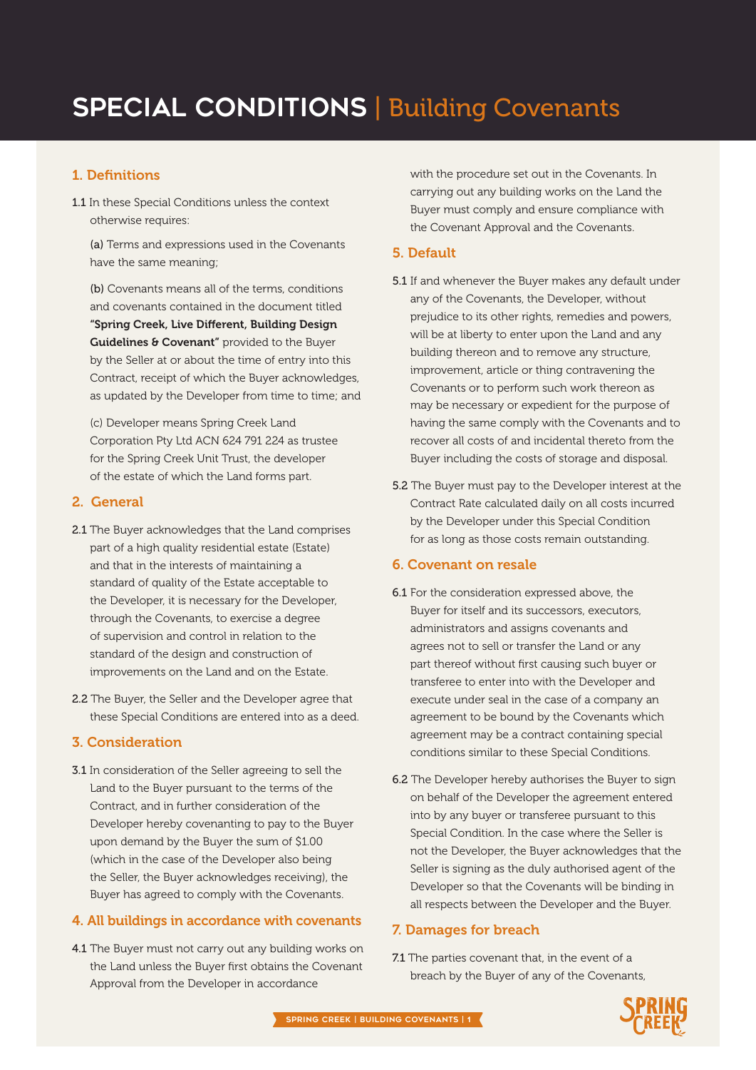# SPECIAL CONDITIONS | Building Covenants

## 1. Definitions

**1.1** In these Special Conditions unless the context otherwise requires:

**(a)** Terms and expressions used in the Covenants have the same meaning;

**(b)** Covenants means all of the terms, conditions and covenants contained in the document titled **"Spring Creek, Live Different, Building Design Guidelines & Covenant"** provided to the Buyer by the Seller at or about the time of entry into this Contract, receipt of which the Buyer acknowledges, as updated by the Developer from time to time; and

(c) Developer means Spring Creek Land Corporation Pty Ltd ACN 624 791 224 as trustee for the Spring Creek Unit Trust, the developer of the estate of which the Land forms part.

## 2. General

**2.1** The Buyer acknowledges that the Land comprises part of a high quality residential estate (Estate) and that in the interests of maintaining a standard of quality of the Estate acceptable to the Developer, it is necessary for the Developer, through the Covenants, to exercise a degree of supervision and control in relation to the standard of the design and construction of improvements on the Land and on the Estate.

**2.2** The Buyer, the Seller and the Developer agree that these Special Conditions are entered into as a deed.

## 3. Consideration

**3.1** In consideration of the Seller agreeing to sell the Land to the Buyer pursuant to the terms of the Contract, and in further consideration of the Developer hereby covenanting to pay to the Buyer upon demand by the Buyer the sum of $1.00 (which in the case of the Developer also being the Seller, the Buyer acknowledges receiving), the Buyer has agreed to comply with the Covenants.

## 4. All buildings in accordance with covenants

**4.1** The Buyer must not carry out any building works on the Land unless the Buyer first obtains the Covenant Approval from the Developer in accordance with the procedure set out in the Covenants. In carrying out any building works on the Land the Buyer must comply and ensure compliance with the Covenant Approval and the Covenants.

## 5. Default

**5.1** If and whenever the Buyer makes any default under any of the Covenants, the Developer, without prejudice to its other rights, remedies and powers, will be at liberty to enter upon the Land and any building thereon and to remove any structure, improvement, article or thing contravening the Covenants or to perform such work thereon as may be necessary or expedient for the purpose of having the same comply with the Covenants and to recover all costs of and incidental thereto from the Buyer including the costs of storage and disposal.

**5.2** The Buyer must pay to the Developer interest at the Contract Rate calculated daily on all costs incurred by the Developer under this Special Condition for as long as those costs remain outstanding.

## 6. Covenant on resale

**6.1** For the consideration expressed above, the Buyer for itself and its successors, executors, administrators and assigns covenants and agrees not to sell or transfer the Land or any part thereof without first causing such buyer or transferee to enter into with the Developer and execute under seal in the case of a company an agreement to be bound by the Covenants which agreement may be a contract containing special conditions similar to these Special Conditions.

**6.2** The Developer hereby authorises the Buyer to sign on behalf of the Developer the agreement entered into by any buyer or transferee pursuant to this Special Condition. In the case where the Seller is not the Developer, the Buyer acknowledges that the Seller is signing as the duly authorised agent of the Developer so that the Covenants will be binding in all respects between the Developer and the Buyer.

## 7. Damages for breach

**7.1** The parties covenant that, in the event of a breach by the Buyer of any of the Covenants,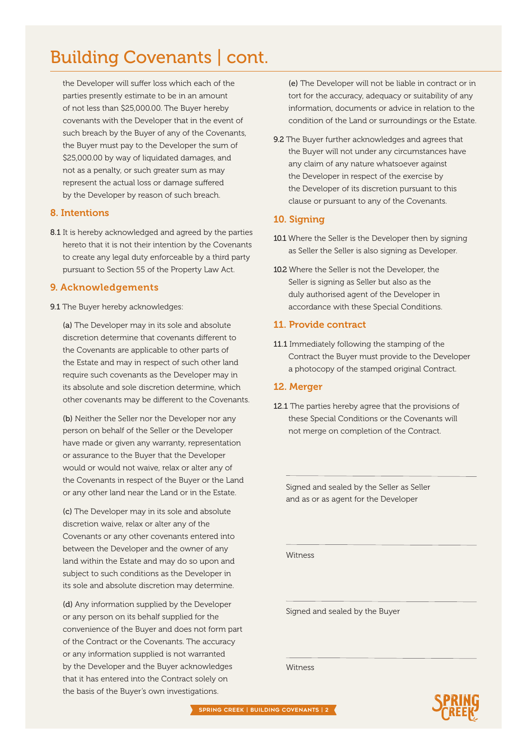# Building Covenants | cont.

the Developer will suffer loss which each of the parties presently estimate to be in an amount of not less than $25,000.00. The Buyer hereby covenants with the Developer that in the event of such breach by the Buyer of any of the Covenants, the Buyer must pay to the Developer the sum of $25,000.00 by way of liquidated damages, and not as a penalty, or such greater sum as may represent the actual loss or damage suffered by the Developer by reason of such breach.

## 8. Intentions

**8.1** It is hereby acknowledged and agreed by the parties hereto that it is not their intention by the Covenants to create any legal duty enforceable by a third party pursuant to Section 55 of the Property Law Act.

## 9. Acknowledgements

**9.1** The Buyer hereby acknowledges:

**(a)** The Developer may in its sole and absolute discretion determine that covenants different to the Covenants are applicable to other parts of the Estate and may in respect of such other land require such covenants as the Developer may in its absolute and sole discretion determine, which other covenants may be different to the Covenants.

**(b)** Neither the Seller nor the Developer nor any person on behalf of the Seller or the Developer have made or given any warranty, representation or assurance to the Buyer that the Developer would or would not waive, relax or alter any of the Covenants in respect of the Buyer or the Land or any other land near the Land or in the Estate.

**(c)** The Developer may in its sole and absolute discretion waive, relax or alter any of the Covenants or any other covenants entered into between the Developer and the owner of any land within the Estate and may do so upon and subject to such conditions as the Developer in its sole and absolute discretion may determine.

**(d)** Any information supplied by the Developer or any person on its behalf supplied for the convenience of the Buyer and does not form part of the Contract or the Covenants. The accuracy or any information supplied is not warranted by the Developer and the Buyer acknowledges that it has entered into the Contract solely on the basis of the Buyer's own investigations.

**(e)** The Developer will not be liable in contract or in tort for the accuracy, adequacy or suitability of any information, documents or advice in relation to the condition of the Land or surroundings or the Estate.

**9.2** The Buyer further acknowledges and agrees that the Buyer will not under any circumstances have any claim of any nature whatsoever against the Developer in respect of the exercise by the Developer of its discretion pursuant to this clause or pursuant to any of the Covenants.

## 10. Signing

**10.1** Where the Seller is the Developer then by signing as Seller the Seller is also signing as Developer.

**10.2** Where the Seller is not the Developer, the Seller is signing as Seller but also as the duly authorised agent of the Developer in accordance with these Special Conditions.

## 11. Provide contract

**11.1** Immediately following the stamping of the Contract the Buyer must provide to the Developer a photocopy of the stamped original Contract.

## 12. Merger

**12.1** The parties hereby agree that the provisions of these Special Conditions or the Covenants will not merge on completion of the Contract.

\_\_\_\_\_\_\_\_\_\_\_\_\_\_\_\_\_\_\_\_\_\_\_\_\_\_\_\_\_\_

Signed and sealed by the Seller as Seller and as or as agent for the Developer

\_\_\_\_\_\_\_\_\_\_\_\_\_\_\_\_\_\_\_\_\_\_\_\_\_\_\_\_\_\_

Witness

\_\_\_\_\_\_\_\_\_\_\_\_\_\_\_\_\_\_\_\_\_\_\_\_\_\_\_\_\_\_

Signed and sealed by the Buyer

\_\_\_\_\_\_\_\_\_\_\_\_\_\_\_\_\_\_\_\_\_\_\_\_\_\_\_\_\_\_

Witness